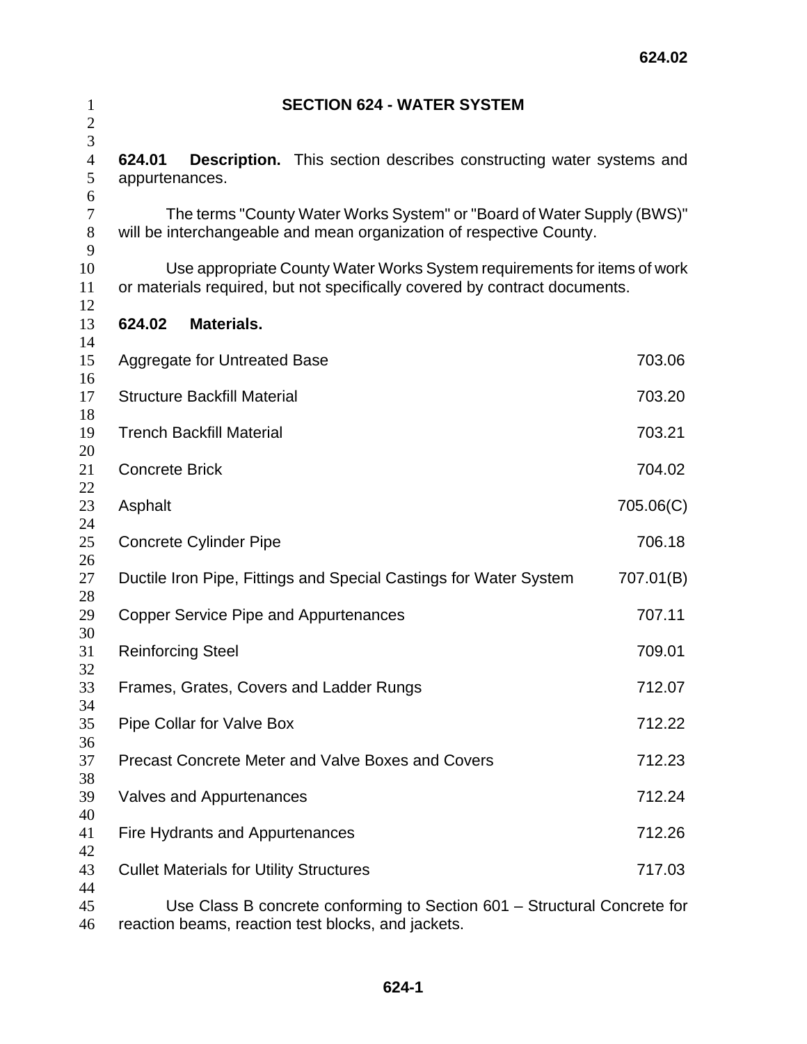# SECTION 624 - WATER SYSTEM

**624.01 Description.** This section describes constructing water systems and appurtenances.

The terms "County Water Works System" or "Board of Water Supply (BWS)" will be interchangeable and mean organization of respective County.

Use appropriate County Water Works System requirements for items of work or materials required, but not specifically covered by contract documents.

**624.02 Materials.**

| Material | Section |
|---|---|
| Aggregate for Untreated Base | 703.06 |
| Structure Backfill Material | 703.20 |
| Trench Backfill Material | 703.21 |
| Concrete Brick | 704.02 |
| Asphalt | 705.06(C) |
| Concrete Cylinder Pipe | 706.18 |
| Ductile Iron Pipe, Fittings and Special Castings for Water System | 707.01(B) |
| Copper Service Pipe and Appurtenances | 707.11 |
| Reinforcing Steel | 709.01 |
| Frames, Grates, Covers and Ladder Rungs | 712.07 |
| Pipe Collar for Valve Box | 712.22 |
| Precast Concrete Meter and Valve Boxes and Covers | 712.23 |
| Valves and Appurtenances | 712.24 |
| Fire Hydrants and Appurtenances | 712.26 |
| Cullet Materials for Utility Structures | 717.03 |

Use Class B concrete conforming to Section 601 – Structural Concrete for reaction beams, reaction test blocks, and jackets.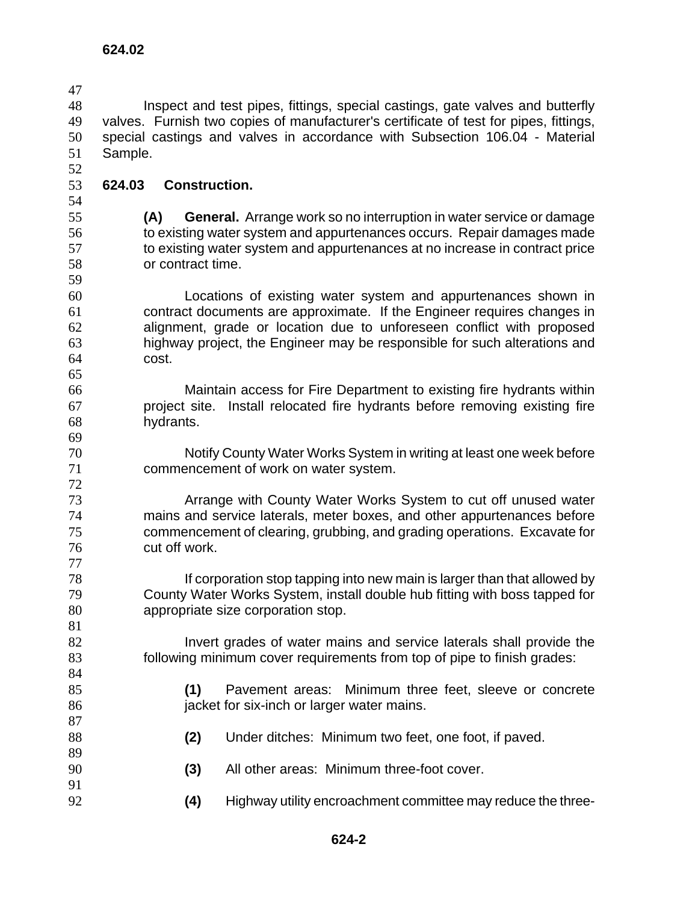Inspect and test pipes, fittings, special castings, gate valves and butterfly valves. Furnish two copies of manufacturer's certificate of test for pipes, fittings, special castings and valves in accordance with Subsection 106.04 - Material Sample.

## 624.03 Construction.

**(A) General.** Arrange work so no interruption in water service or damage to existing water system and appurtenances occurs. Repair damages made to existing water system and appurtenances at no increase in contract price or contract time.

Locations of existing water system and appurtenances shown in contract documents are approximate. If the Engineer requires changes in alignment, grade or location due to unforeseen conflict with proposed highway project, the Engineer may be responsible for such alterations and cost.

Maintain access for Fire Department to existing fire hydrants within project site. Install relocated fire hydrants before removing existing fire hydrants.

Notify County Water Works System in writing at least one week before commencement of work on water system.

Arrange with County Water Works System to cut off unused water mains and service laterals, meter boxes, and other appurtenances before commencement of clearing, grubbing, and grading operations. Excavate for cut off work.

If corporation stop tapping into new main is larger than that allowed by County Water Works System, install double hub fitting with boss tapped for appropriate size corporation stop.

Invert grades of water mains and service laterals shall provide the following minimum cover requirements from top of pipe to finish grades:

**(1)** Pavement areas: Minimum three feet, sleeve or concrete jacket for six-inch or larger water mains.

**(2)** Under ditches: Minimum two feet, one foot, if paved.

**(3)** All other areas: Minimum three-foot cover.

**(4)** Highway utility encroachment committee may reduce the three-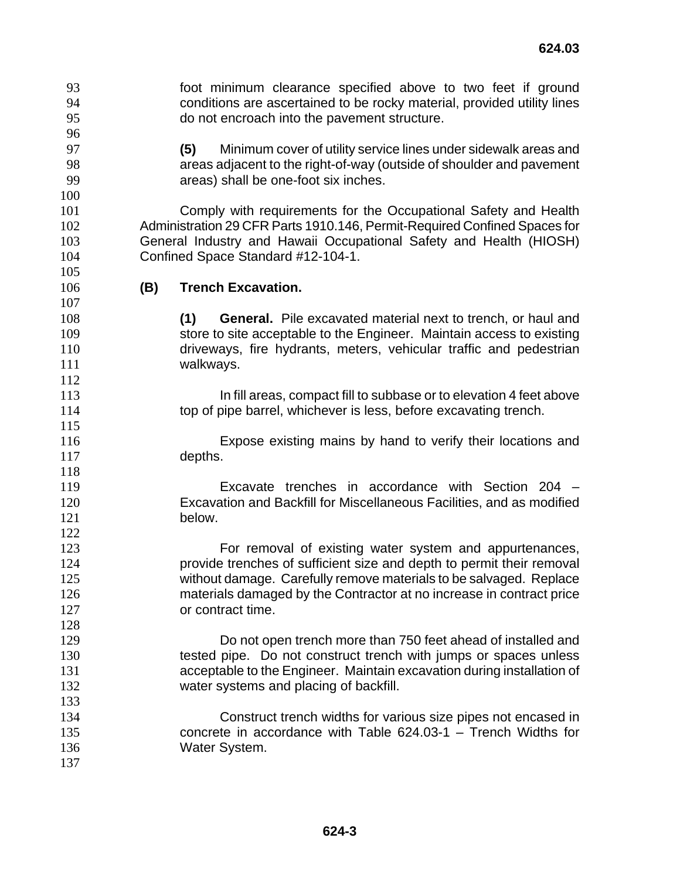foot minimum clearance specified above to two feet if ground conditions are ascertained to be rocky material, provided utility lines do not encroach into the pavement structure.

**(5)** Minimum cover of utility service lines under sidewalk areas and areas adjacent to the right-of-way (outside of shoulder and pavement areas) shall be one-foot six inches.

Comply with requirements for the Occupational Safety and Health Administration 29 CFR Parts 1910.146, Permit-Required Confined Spaces for General Industry and Hawaii Occupational Safety and Health (HIOSH) Confined Space Standard #12-104-1.

**(B) Trench Excavation.**

**(1) General.** Pile excavated material next to trench, or haul and store to site acceptable to the Engineer. Maintain access to existing driveways, fire hydrants, meters, vehicular traffic and pedestrian walkways.

In fill areas, compact fill to subbase or to elevation 4 feet above top of pipe barrel, whichever is less, before excavating trench.

Expose existing mains by hand to verify their locations and depths.

Excavate trenches in accordance with Section 204 – Excavation and Backfill for Miscellaneous Facilities, and as modified below.

For removal of existing water system and appurtenances, provide trenches of sufficient size and depth to permit their removal without damage. Carefully remove materials to be salvaged. Replace materials damaged by the Contractor at no increase in contract price or contract time.

Do not open trench more than 750 feet ahead of installed and tested pipe. Do not construct trench with jumps or spaces unless acceptable to the Engineer. Maintain excavation during installation of water systems and placing of backfill.

Construct trench widths for various size pipes not encased in concrete in accordance with Table 624.03-1 – Trench Widths for Water System.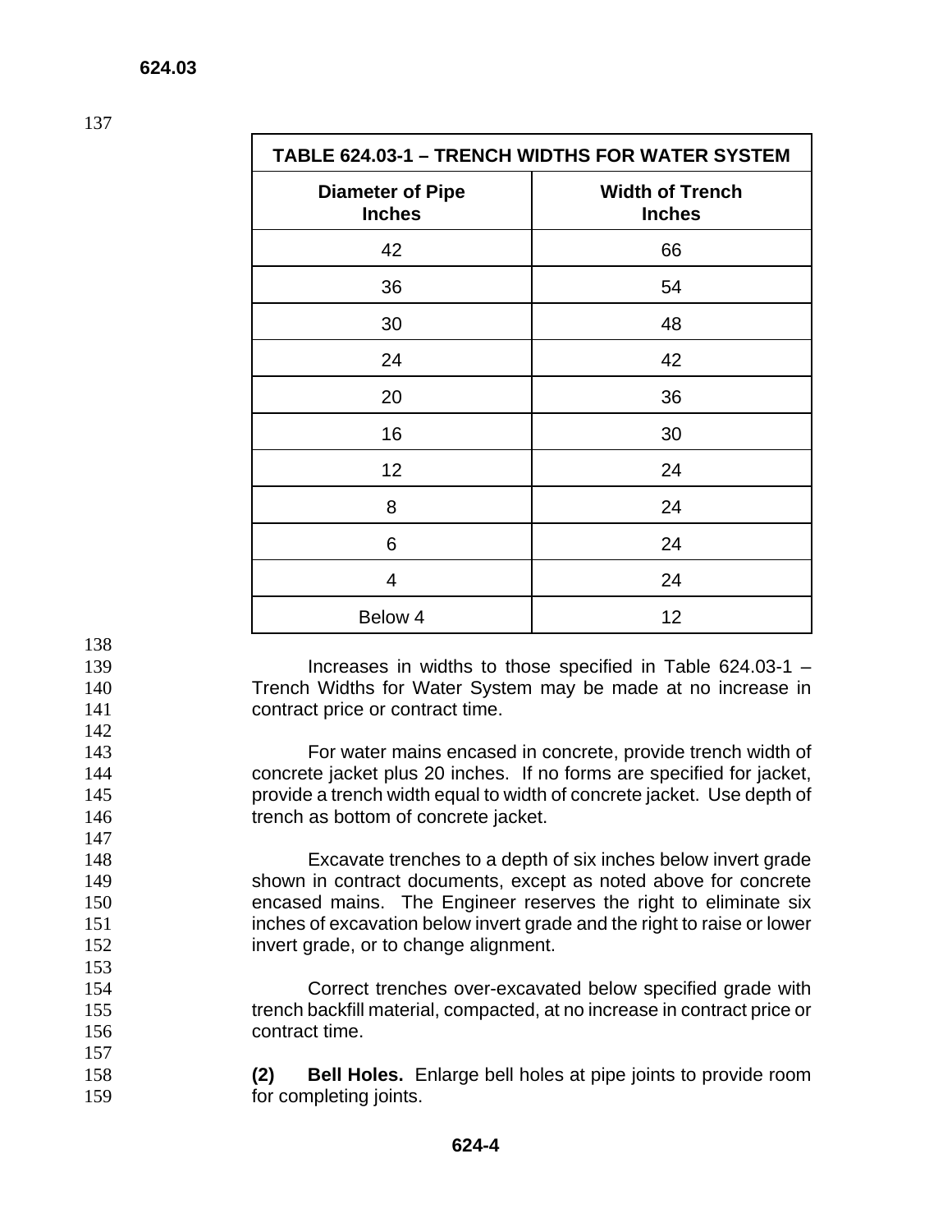**TABLE 624.03-1 – TRENCH WIDTHS FOR WATER SYSTEM**

| Diameter of Pipe Inches | Width of Trench Inches |
|---|---|
| 42 | 66 |
| 36 | 54 |
| 30 | 48 |
| 24 | 42 |
| 20 | 36 |
| 16 | 30 |
| 12 | 24 |
| 8 | 24 |
| 6 | 24 |
| 4 | 24 |
| Below 4 | 12 |

Increases in widths to those specified in Table 624.03-1 – Trench Widths for Water System may be made at no increase in contract price or contract time.

For water mains encased in concrete, provide trench width of concrete jacket plus 20 inches. If no forms are specified for jacket, provide a trench width equal to width of concrete jacket. Use depth of trench as bottom of concrete jacket.

Excavate trenches to a depth of six inches below invert grade shown in contract documents, except as noted above for concrete encased mains. The Engineer reserves the right to eliminate six inches of excavation below invert grade and the right to raise or lower invert grade, or to change alignment.

Correct trenches over-excavated below specified grade with trench backfill material, compacted, at no increase in contract price or contract time.

**(2) Bell Holes.** Enlarge bell holes at pipe joints to provide room for completing joints.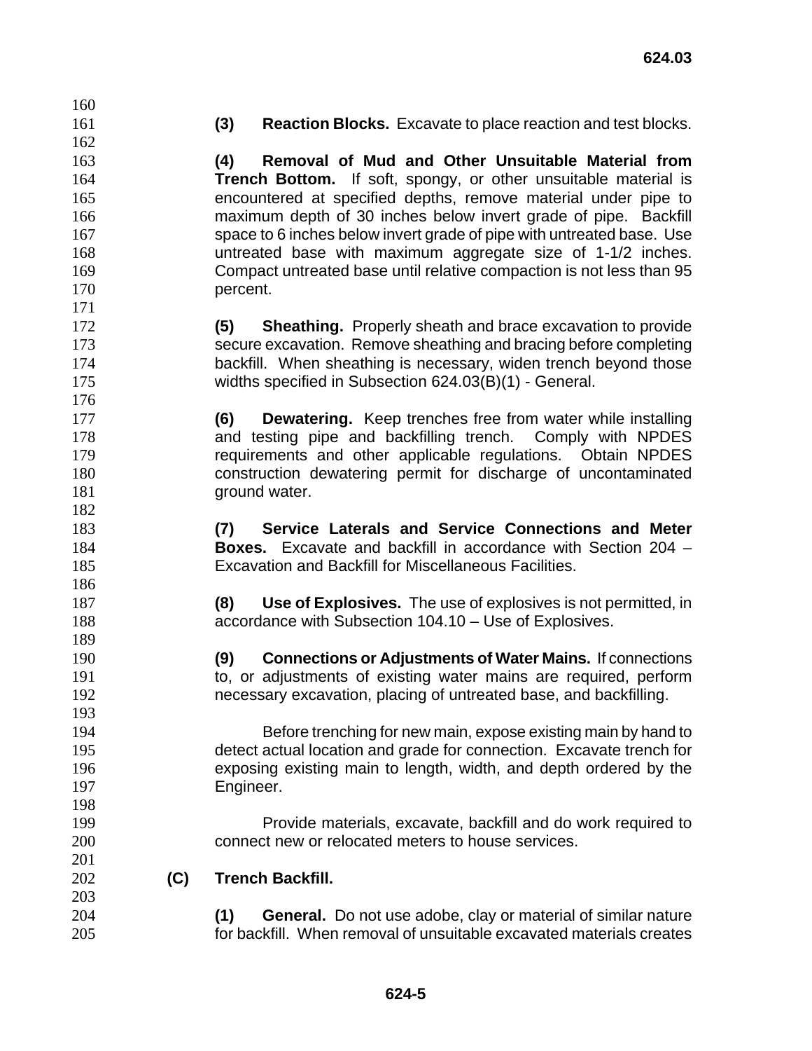**(3) Reaction Blocks.** Excavate to place reaction and test blocks.

**(4) Removal of Mud and Other Unsuitable Material from Trench Bottom.** If soft, spongy, or other unsuitable material is encountered at specified depths, remove material under pipe to maximum depth of 30 inches below invert grade of pipe. Backfill space to 6 inches below invert grade of pipe with untreated base. Use untreated base with maximum aggregate size of 1-1/2 inches. Compact untreated base until relative compaction is not less than 95 percent.

**(5) Sheathing.** Properly sheath and brace excavation to provide secure excavation. Remove sheathing and bracing before completing backfill. When sheathing is necessary, widen trench beyond those widths specified in Subsection 624.03(B)(1) - General.

**(6) Dewatering.** Keep trenches free from water while installing and testing pipe and backfilling trench. Comply with NPDES requirements and other applicable regulations. Obtain NPDES construction dewatering permit for discharge of uncontaminated ground water.

**(7) Service Laterals and Service Connections and Meter Boxes.** Excavate and backfill in accordance with Section 204 – Excavation and Backfill for Miscellaneous Facilities.

**(8) Use of Explosives.** The use of explosives is not permitted, in accordance with Subsection 104.10 – Use of Explosives.

**(9) Connections or Adjustments of Water Mains.** If connections to, or adjustments of existing water mains are required, perform necessary excavation, placing of untreated base, and backfilling.

Before trenching for new main, expose existing main by hand to detect actual location and grade for connection. Excavate trench for exposing existing main to length, width, and depth ordered by the Engineer.

Provide materials, excavate, backfill and do work required to connect new or relocated meters to house services.

**(C) Trench Backfill.**

**(1) General.** Do not use adobe, clay or material of similar nature for backfill. When removal of unsuitable excavated materials creates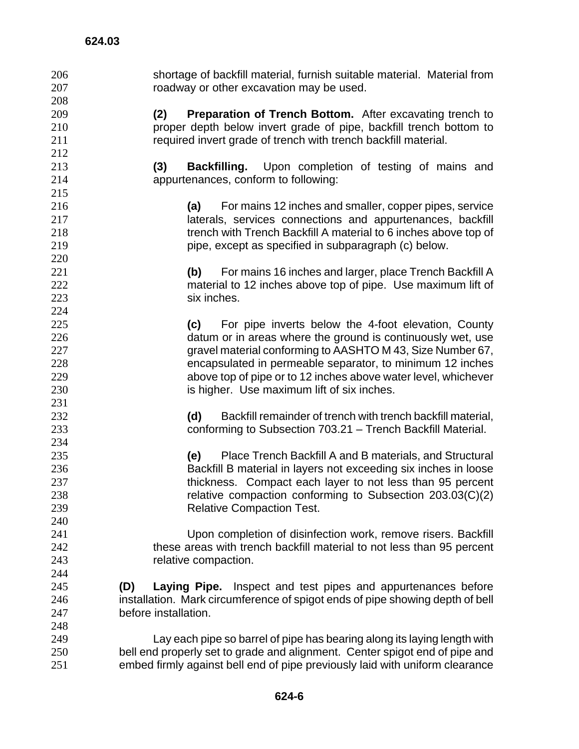shortage of backfill material, furnish suitable material. Material from roadway or other excavation may be used.

**(2) Preparation of Trench Bottom.** After excavating trench to proper depth below invert grade of pipe, backfill trench bottom to required invert grade of trench with trench backfill material.

**(3) Backfilling.** Upon completion of testing of mains and appurtenances, conform to following:

**(a)** For mains 12 inches and smaller, copper pipes, service laterals, services connections and appurtenances, backfill trench with Trench Backfill A material to 6 inches above top of pipe, except as specified in subparagraph (c) below.

**(b)** For mains 16 inches and larger, place Trench Backfill A material to 12 inches above top of pipe. Use maximum lift of six inches.

**(c)** For pipe inverts below the 4-foot elevation, County datum or in areas where the ground is continuously wet, use gravel material conforming to AASHTO M 43, Size Number 67, encapsulated in permeable separator, to minimum 12 inches above top of pipe or to 12 inches above water level, whichever is higher. Use maximum lift of six inches.

**(d)** Backfill remainder of trench with trench backfill material, conforming to Subsection 703.21 – Trench Backfill Material.

**(e)** Place Trench Backfill A and B materials, and Structural Backfill B material in layers not exceeding six inches in loose thickness. Compact each layer to not less than 95 percent relative compaction conforming to Subsection 203.03(C)(2) Relative Compaction Test.

Upon completion of disinfection work, remove risers. Backfill these areas with trench backfill material to not less than 95 percent relative compaction.

**(D) Laying Pipe.** Inspect and test pipes and appurtenances before installation. Mark circumference of spigot ends of pipe showing depth of bell before installation.

Lay each pipe so barrel of pipe has bearing along its laying length with bell end properly set to grade and alignment. Center spigot end of pipe and embed firmly against bell end of pipe previously laid with uniform clearance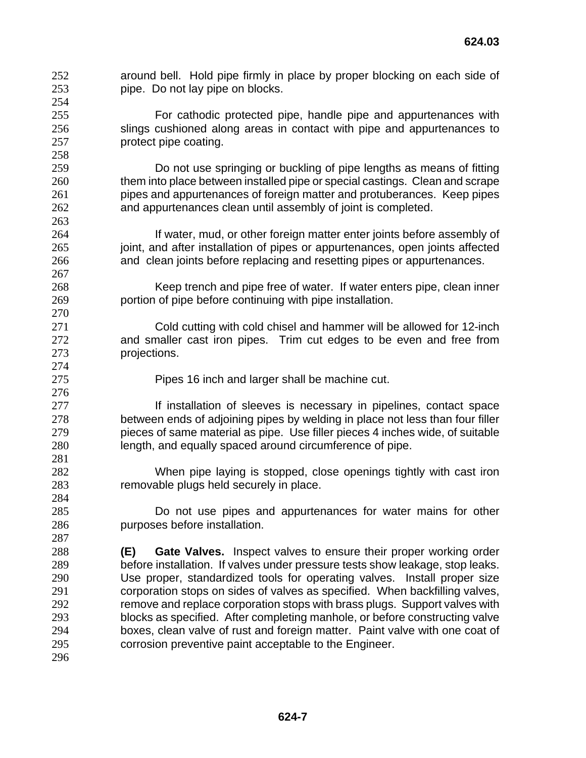around bell. Hold pipe firmly in place by proper blocking on each side of pipe. Do not lay pipe on blocks.

For cathodic protected pipe, handle pipe and appurtenances with slings cushioned along areas in contact with pipe and appurtenances to protect pipe coating.

Do not use springing or buckling of pipe lengths as means of fitting them into place between installed pipe or special castings. Clean and scrape pipes and appurtenances of foreign matter and protuberances. Keep pipes and appurtenances clean until assembly of joint is completed.

If water, mud, or other foreign matter enter joints before assembly of joint, and after installation of pipes or appurtenances, open joints affected and clean joints before replacing and resetting pipes or appurtenances.

Keep trench and pipe free of water. If water enters pipe, clean inner portion of pipe before continuing with pipe installation.

Cold cutting with cold chisel and hammer will be allowed for 12-inch and smaller cast iron pipes. Trim cut edges to be even and free from projections.

Pipes 16 inch and larger shall be machine cut.

If installation of sleeves is necessary in pipelines, contact space between ends of adjoining pipes by welding in place not less than four filler pieces of same material as pipe. Use filler pieces 4 inches wide, of suitable length, and equally spaced around circumference of pipe.

When pipe laying is stopped, close openings tightly with cast iron removable plugs held securely in place.

Do not use pipes and appurtenances for water mains for other purposes before installation.

**(E) Gate Valves.** Inspect valves to ensure their proper working order before installation. If valves under pressure tests show leakage, stop leaks. Use proper, standardized tools for operating valves. Install proper size corporation stops on sides of valves as specified. When backfilling valves, remove and replace corporation stops with brass plugs. Support valves with blocks as specified. After completing manhole, or before constructing valve boxes, clean valve of rust and foreign matter. Paint valve with one coat of corrosion preventive paint acceptable to the Engineer.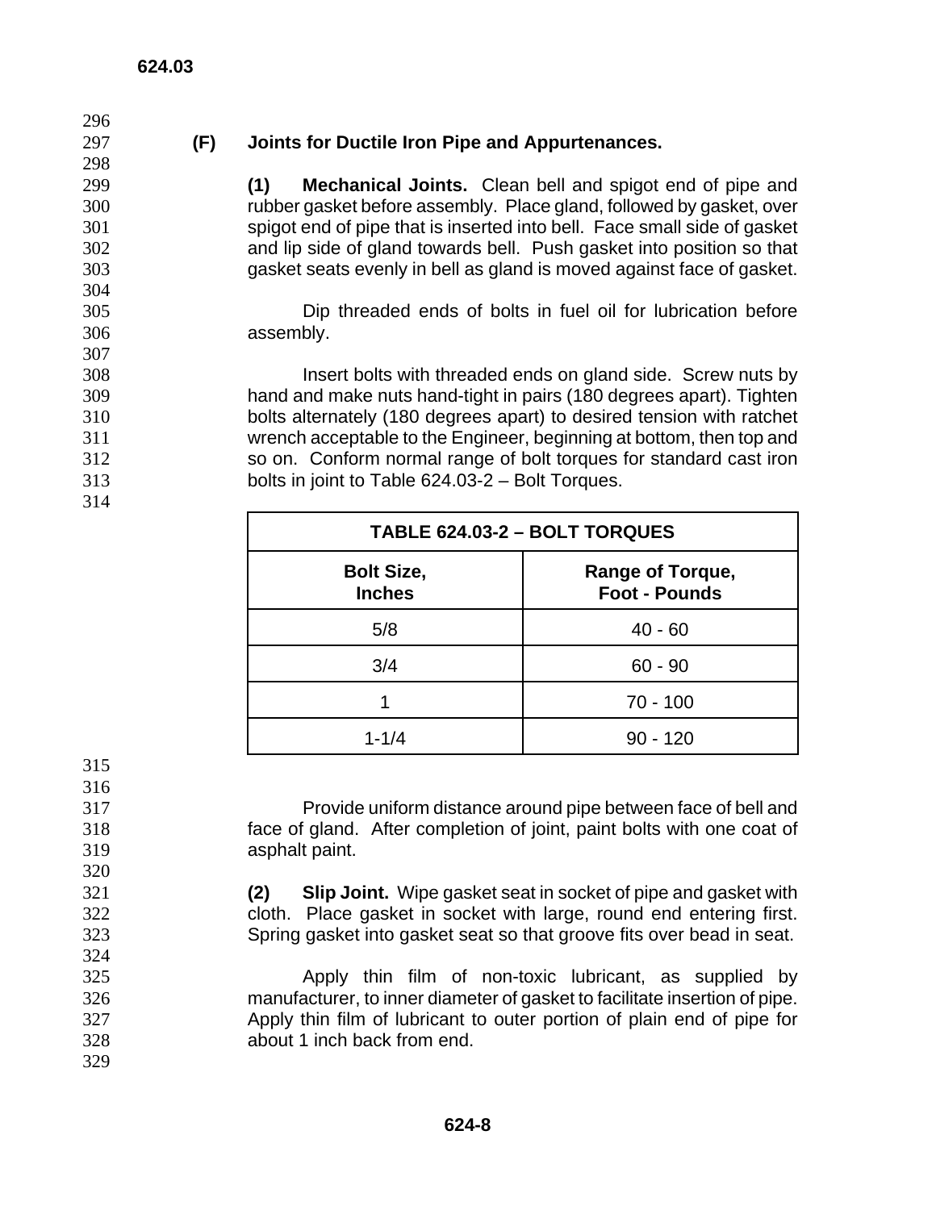**(F) Joints for Ductile Iron Pipe and Appurtenances.**

**(1) Mechanical Joints.** Clean bell and spigot end of pipe and rubber gasket before assembly. Place gland, followed by gasket, over spigot end of pipe that is inserted into bell. Face small side of gasket and lip side of gland towards bell. Push gasket into position so that gasket seats evenly in bell as gland is moved against face of gasket.

Dip threaded ends of bolts in fuel oil for lubrication before assembly.

Insert bolts with threaded ends on gland side. Screw nuts by hand and make nuts hand-tight in pairs (180 degrees apart). Tighten bolts alternately (180 degrees apart) to desired tension with ratchet wrench acceptable to the Engineer, beginning at bottom, then top and so on. Conform normal range of bolt torques for standard cast iron bolts in joint to Table 624.03-2 – Bolt Torques.

**TABLE 624.03-2 – BOLT TORQUES**

| Bolt Size, Inches | Range of Torque, Foot - Pounds |
|---|---|
| 5/8 | 40 - 60 |
| 3/4 | 60 - 90 |
| 1 | 70 - 100 |
| 1-1/4 | 90 - 120 |

Provide uniform distance around pipe between face of bell and face of gland. After completion of joint, paint bolts with one coat of asphalt paint.

**(2) Slip Joint.** Wipe gasket seat in socket of pipe and gasket with cloth. Place gasket in socket with large, round end entering first. Spring gasket into gasket seat so that groove fits over bead in seat.

Apply thin film of non-toxic lubricant, as supplied by manufacturer, to inner diameter of gasket to facilitate insertion of pipe. Apply thin film of lubricant to outer portion of plain end of pipe for about 1 inch back from end.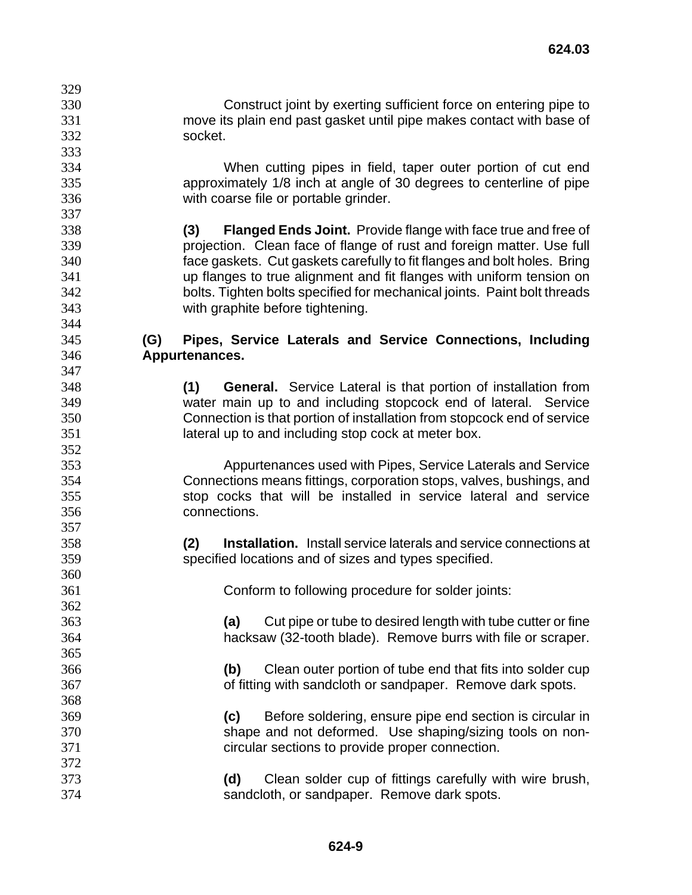Construct joint by exerting sufficient force on entering pipe to move its plain end past gasket until pipe makes contact with base of socket.

When cutting pipes in field, taper outer portion of cut end approximately 1/8 inch at angle of 30 degrees to centerline of pipe with coarse file or portable grinder.

**(3) Flanged Ends Joint.** Provide flange with face true and free of projection. Clean face of flange of rust and foreign matter. Use full face gaskets. Cut gaskets carefully to fit flanges and bolt holes. Bring up flanges to true alignment and fit flanges with uniform tension on bolts. Tighten bolts specified for mechanical joints. Paint bolt threads with graphite before tightening.

**(G) Pipes, Service Laterals and Service Connections, Including Appurtenances.**

**(1) General.** Service Lateral is that portion of installation from water main up to and including stopcock end of lateral. Service Connection is that portion of installation from stopcock end of service lateral up to and including stop cock at meter box.

Appurtenances used with Pipes, Service Laterals and Service Connections means fittings, corporation stops, valves, bushings, and stop cocks that will be installed in service lateral and service connections.

**(2) Installation.** Install service laterals and service connections at specified locations and of sizes and types specified.

Conform to following procedure for solder joints:

**(a)** Cut pipe or tube to desired length with tube cutter or fine hacksaw (32-tooth blade). Remove burrs with file or scraper.

**(b)** Clean outer portion of tube end that fits into solder cup of fitting with sandcloth or sandpaper. Remove dark spots.

**(c)** Before soldering, ensure pipe end section is circular in shape and not deformed. Use shaping/sizing tools on non-circular sections to provide proper connection.

**(d)** Clean solder cup of fittings carefully with wire brush, sandcloth, or sandpaper. Remove dark spots.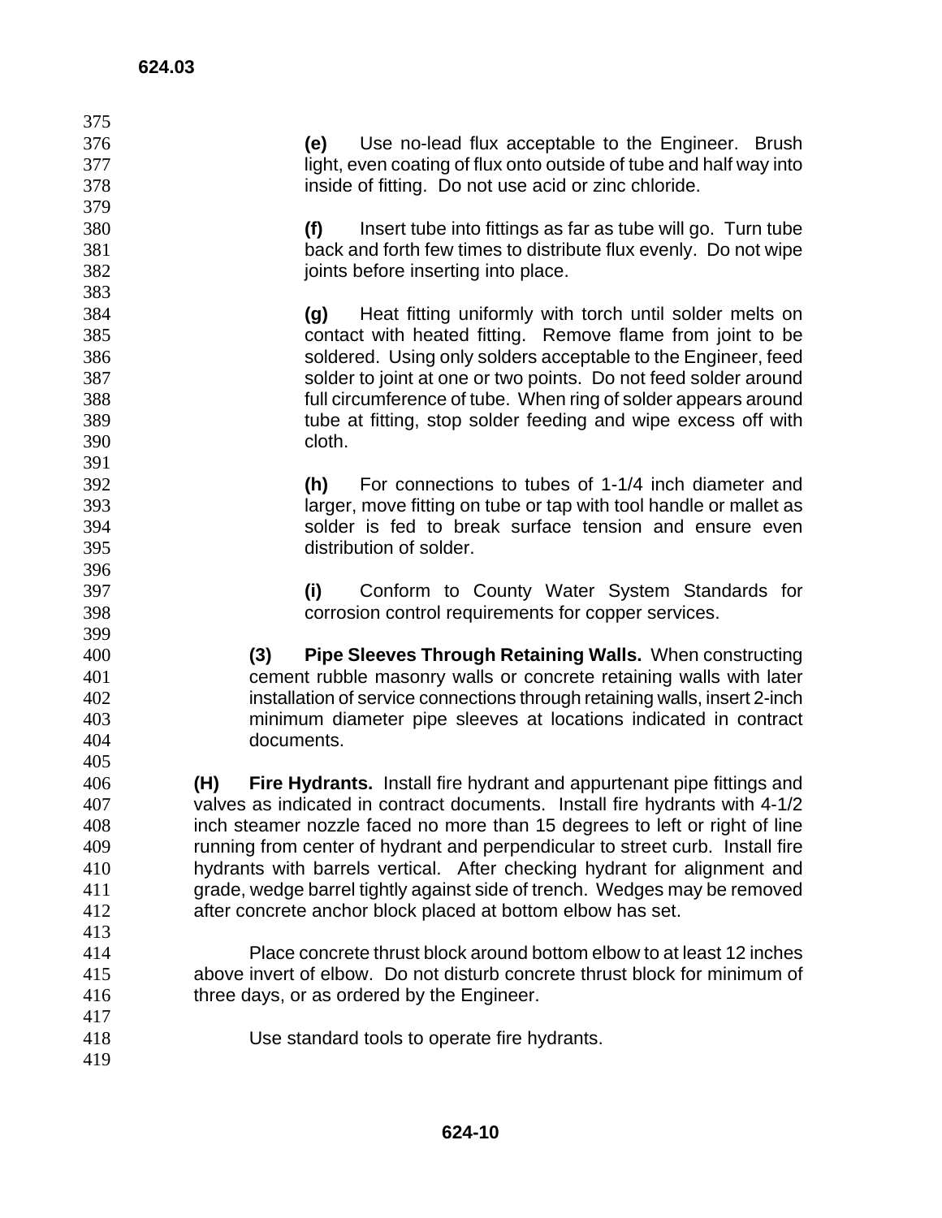**(e)** Use no-lead flux acceptable to the Engineer. Brush light, even coating of flux onto outside of tube and half way into inside of fitting. Do not use acid or zinc chloride.

**(f)** Insert tube into fittings as far as tube will go. Turn tube back and forth few times to distribute flux evenly. Do not wipe joints before inserting into place.

**(g)** Heat fitting uniformly with torch until solder melts on contact with heated fitting. Remove flame from joint to be soldered. Using only solders acceptable to the Engineer, feed solder to joint at one or two points. Do not feed solder around full circumference of tube. When ring of solder appears around tube at fitting, stop solder feeding and wipe excess off with cloth.

**(h)** For connections to tubes of 1-1/4 inch diameter and larger, move fitting on tube or tap with tool handle or mallet as solder is fed to break surface tension and ensure even distribution of solder.

**(i)** Conform to County Water System Standards for corrosion control requirements for copper services.

**(3) Pipe Sleeves Through Retaining Walls.** When constructing cement rubble masonry walls or concrete retaining walls with later installation of service connections through retaining walls, insert 2-inch minimum diameter pipe sleeves at locations indicated in contract documents.

**(H) Fire Hydrants.** Install fire hydrant and appurtenant pipe fittings and valves as indicated in contract documents. Install fire hydrants with 4-1/2 inch steamer nozzle faced no more than 15 degrees to left or right of line running from center of hydrant and perpendicular to street curb. Install fire hydrants with barrels vertical. After checking hydrant for alignment and grade, wedge barrel tightly against side of trench. Wedges may be removed after concrete anchor block placed at bottom elbow has set.

Place concrete thrust block around bottom elbow to at least 12 inches above invert of elbow. Do not disturb concrete thrust block for minimum of three days, or as ordered by the Engineer.

Use standard tools to operate fire hydrants.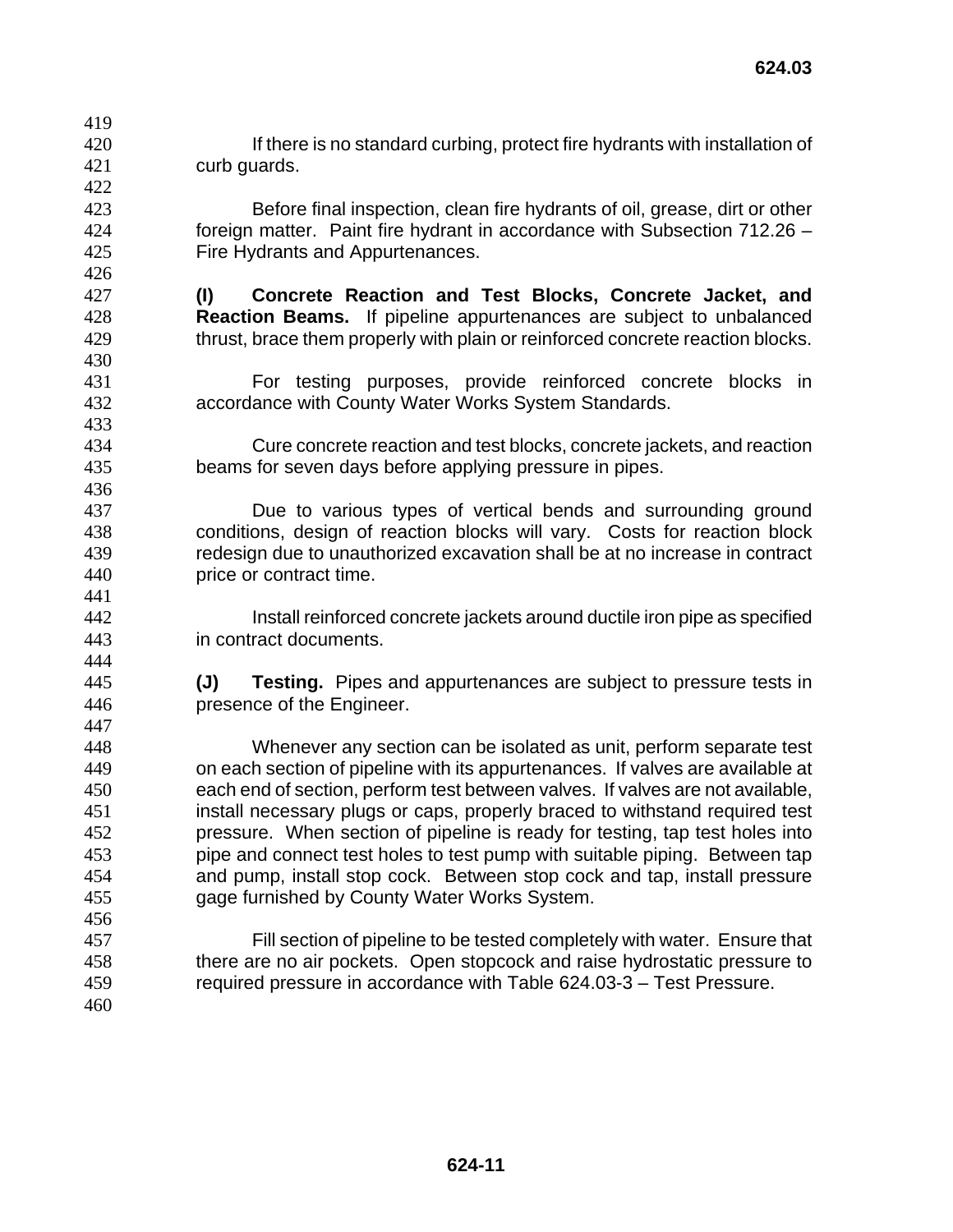If there is no standard curbing, protect fire hydrants with installation of curb guards.

Before final inspection, clean fire hydrants of oil, grease, dirt or other foreign matter. Paint fire hydrant in accordance with Subsection 712.26 – Fire Hydrants and Appurtenances.

**(I) Concrete Reaction and Test Blocks, Concrete Jacket, and Reaction Beams.** If pipeline appurtenances are subject to unbalanced thrust, brace them properly with plain or reinforced concrete reaction blocks.

For testing purposes, provide reinforced concrete blocks in accordance with County Water Works System Standards.

Cure concrete reaction and test blocks, concrete jackets, and reaction beams for seven days before applying pressure in pipes.

Due to various types of vertical bends and surrounding ground conditions, design of reaction blocks will vary. Costs for reaction block redesign due to unauthorized excavation shall be at no increase in contract price or contract time.

Install reinforced concrete jackets around ductile iron pipe as specified in contract documents.

**(J) Testing.** Pipes and appurtenances are subject to pressure tests in presence of the Engineer.

Whenever any section can be isolated as unit, perform separate test on each section of pipeline with its appurtenances. If valves are available at each end of section, perform test between valves. If valves are not available, install necessary plugs or caps, properly braced to withstand required test pressure. When section of pipeline is ready for testing, tap test holes into pipe and connect test holes to test pump with suitable piping. Between tap and pump, install stop cock. Between stop cock and tap, install pressure gage furnished by County Water Works System.

Fill section of pipeline to be tested completely with water. Ensure that there are no air pockets. Open stopcock and raise hydrostatic pressure to required pressure in accordance with Table 624.03-3 – Test Pressure.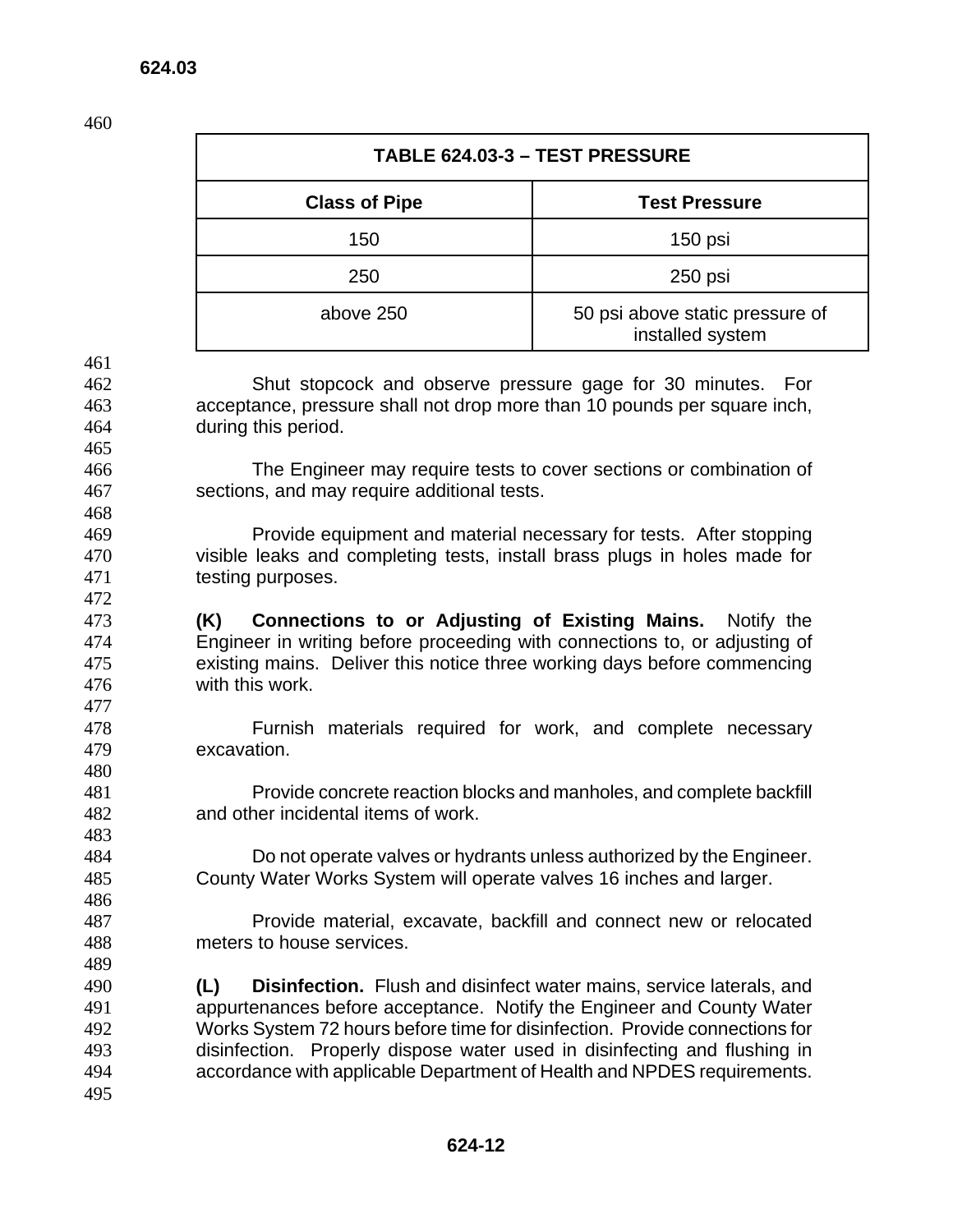| TABLE 624.03-3 – TEST PRESSURE | |
|---|---|
| **Class of Pipe** | **Test Pressure** |
| 150 | 150 psi |
| 250 | 250 psi |
| above 250 | 50 psi above static pressure of installed system |

Shut stopcock and observe pressure gage for 30 minutes. For acceptance, pressure shall not drop more than 10 pounds per square inch, during this period.

The Engineer may require tests to cover sections or combination of sections, and may require additional tests.

Provide equipment and material necessary for tests. After stopping visible leaks and completing tests, install brass plugs in holes made for testing purposes.

**(K) Connections to or Adjusting of Existing Mains.** Notify the Engineer in writing before proceeding with connections to, or adjusting of existing mains. Deliver this notice three working days before commencing with this work.

Furnish materials required for work, and complete necessary excavation.

Provide concrete reaction blocks and manholes, and complete backfill and other incidental items of work.

Do not operate valves or hydrants unless authorized by the Engineer. County Water Works System will operate valves 16 inches and larger.

Provide material, excavate, backfill and connect new or relocated meters to house services.

**(L) Disinfection.** Flush and disinfect water mains, service laterals, and appurtenances before acceptance. Notify the Engineer and County Water Works System 72 hours before time for disinfection. Provide connections for disinfection. Properly dispose water used in disinfecting and flushing in accordance with applicable Department of Health and NPDES requirements.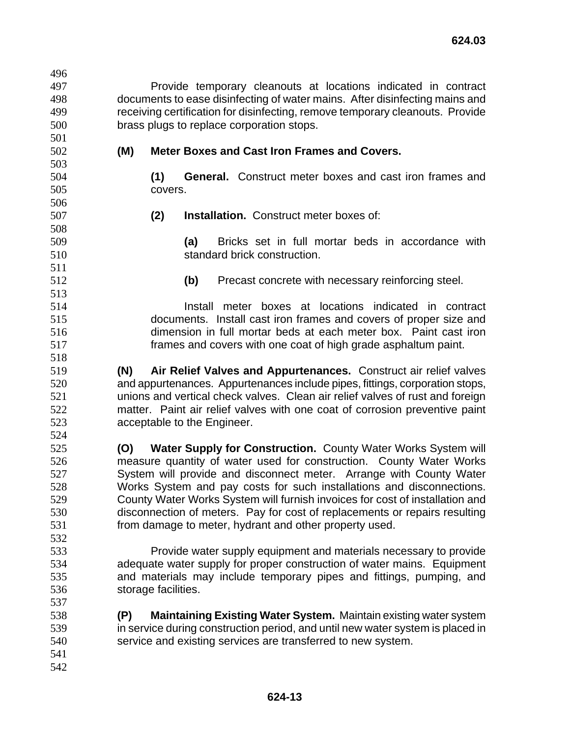Provide temporary cleanouts at locations indicated in contract documents to ease disinfecting of water mains. After disinfecting mains and receiving certification for disinfecting, remove temporary cleanouts. Provide brass plugs to replace corporation stops.

**(M) Meter Boxes and Cast Iron Frames and Covers.**

**(1) General.** Construct meter boxes and cast iron frames and covers.

**(2) Installation.** Construct meter boxes of:

**(a)** Bricks set in full mortar beds in accordance with standard brick construction.

**(b)** Precast concrete with necessary reinforcing steel.

Install meter boxes at locations indicated in contract documents. Install cast iron frames and covers of proper size and dimension in full mortar beds at each meter box. Paint cast iron frames and covers with one coat of high grade asphaltum paint.

**(N) Air Relief Valves and Appurtenances.** Construct air relief valves and appurtenances. Appurtenances include pipes, fittings, corporation stops, unions and vertical check valves. Clean air relief valves of rust and foreign matter. Paint air relief valves with one coat of corrosion preventive paint acceptable to the Engineer.

**(O) Water Supply for Construction.** County Water Works System will measure quantity of water used for construction. County Water Works System will provide and disconnect meter. Arrange with County Water Works System and pay costs for such installations and disconnections. County Water Works System will furnish invoices for cost of installation and disconnection of meters. Pay for cost of replacements or repairs resulting from damage to meter, hydrant and other property used.

Provide water supply equipment and materials necessary to provide adequate water supply for proper construction of water mains. Equipment and materials may include temporary pipes and fittings, pumping, and storage facilities.

**(P) Maintaining Existing Water System.** Maintain existing water system in service during construction period, and until new water system is placed in service and existing services are transferred to new system.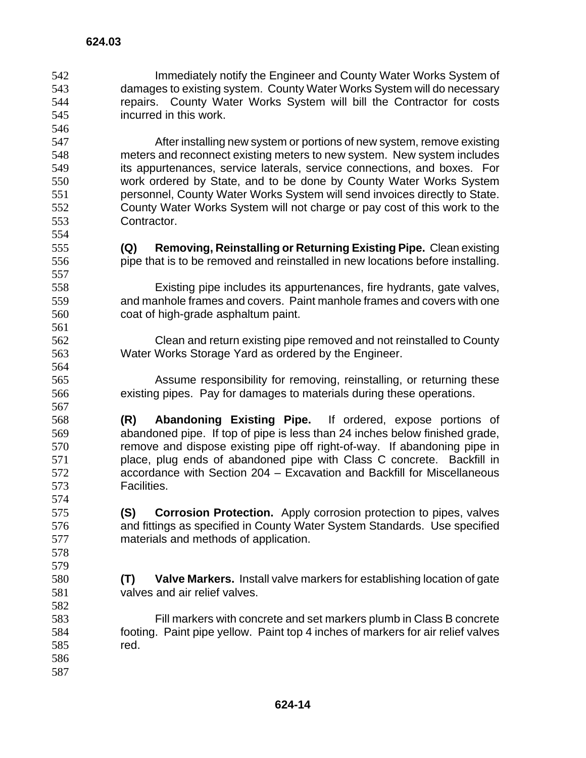Immediately notify the Engineer and County Water Works System of damages to existing system. County Water Works System will do necessary repairs. County Water Works System will bill the Contractor for costs incurred in this work.

After installing new system or portions of new system, remove existing meters and reconnect existing meters to new system. New system includes its appurtenances, service laterals, service connections, and boxes. For work ordered by State, and to be done by County Water Works System personnel, County Water Works System will send invoices directly to State. County Water Works System will not charge or pay cost of this work to the Contractor.

**(Q) Removing, Reinstalling or Returning Existing Pipe.** Clean existing pipe that is to be removed and reinstalled in new locations before installing.

Existing pipe includes its appurtenances, fire hydrants, gate valves, and manhole frames and covers. Paint manhole frames and covers with one coat of high-grade asphaltum paint.

Clean and return existing pipe removed and not reinstalled to County Water Works Storage Yard as ordered by the Engineer.

Assume responsibility for removing, reinstalling, or returning these existing pipes. Pay for damages to materials during these operations.

**(R) Abandoning Existing Pipe.** If ordered, expose portions of abandoned pipe. If top of pipe is less than 24 inches below finished grade, remove and dispose existing pipe off right-of-way. If abandoning pipe in place, plug ends of abandoned pipe with Class C concrete. Backfill in accordance with Section 204 – Excavation and Backfill for Miscellaneous Facilities.

**(S) Corrosion Protection.** Apply corrosion protection to pipes, valves and fittings as specified in County Water System Standards. Use specified materials and methods of application.

**(T) Valve Markers.** Install valve markers for establishing location of gate valves and air relief valves.

Fill markers with concrete and set markers plumb in Class B concrete footing. Paint pipe yellow. Paint top 4 inches of markers for air relief valves red.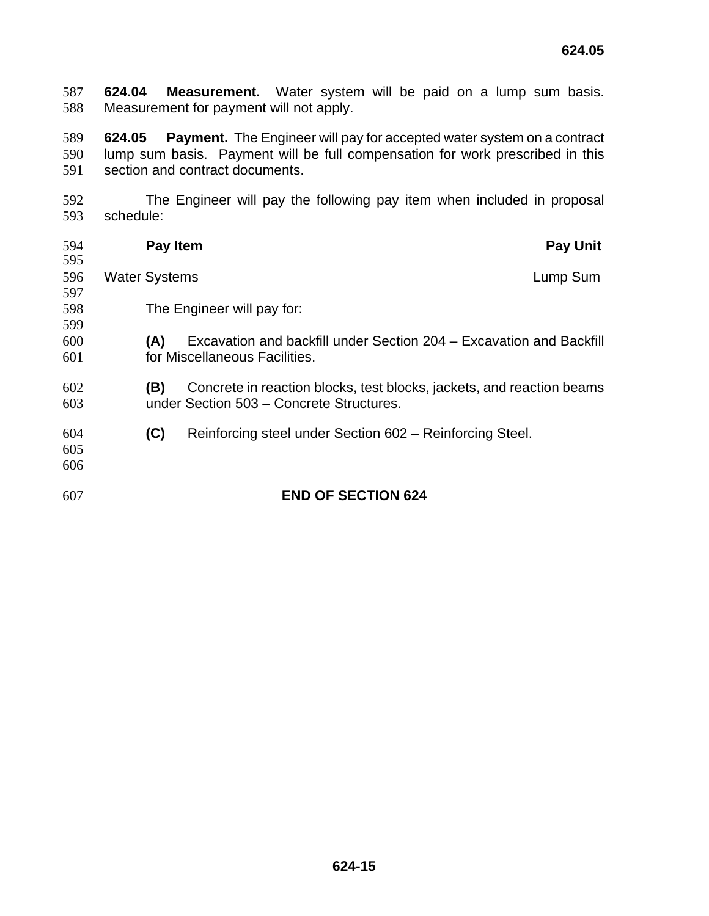**624.04 Measurement.** Water system will be paid on a lump sum basis. Measurement for payment will not apply.

**624.05 Payment.** The Engineer will pay for accepted water system on a contract lump sum basis. Payment will be full compensation for work prescribed in this section and contract documents.

The Engineer will pay the following pay item when included in proposal schedule:

| Pay Item | Pay Unit |
|---|---|
| Water Systems | Lump Sum |

The Engineer will pay for:

**(A)** Excavation and backfill under Section 204 – Excavation and Backfill for Miscellaneous Facilities.

**(B)** Concrete in reaction blocks, test blocks, jackets, and reaction beams under Section 503 – Concrete Structures.

**(C)** Reinforcing steel under Section 602 – Reinforcing Steel.

**END OF SECTION 624**